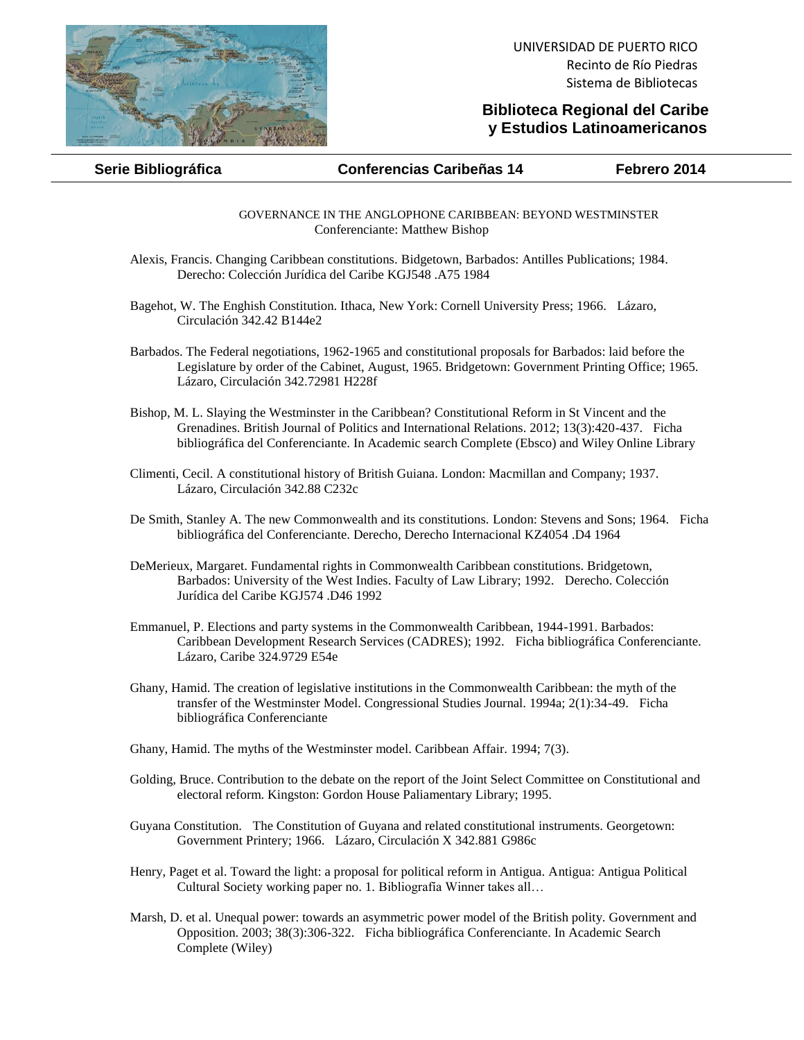UNIVERSIDAD DE PUERTO RICO
Recinto de Río Piedras
Sistema de Bibliotecas

**Biblioteca Regional del Caribe y Estudios Latinoamericanos**

**Serie Bibliográfica** | **Conferencias Caribeñas 14** | **Febrero 2014**

GOVERNANCE IN THE ANGLOPHONE CARIBBEAN: BEYOND WESTMINSTER
Conferenciante: Matthew Bishop

Alexis, Francis. Changing Caribbean constitutions. Bidgetown, Barbados: Antilles Publications; 1984. Derecho: Colección Jurídica del Caribe KGJ548 .A75 1984

Bagehot, W. The Enghish Constitution. Ithaca, New York: Cornell University Press; 1966. Lázaro, Circulación 342.42 B144e2

Barbados. The Federal negotiations, 1962-1965 and constitutional proposals for Barbados: laid before the Legislature by order of the Cabinet, August, 1965. Bridgetown: Government Printing Office; 1965. Lázaro, Circulación 342.72981 H228f

Bishop, M. L. Slaying the Westminster in the Caribbean? Constitutional Reform in St Vincent and the Grenadines. British Journal of Politics and International Relations. 2012; 13(3):420-437. Ficha bibliográfica del Conferenciante. In Academic search Complete (Ebsco) and Wiley Online Library

Climenti, Cecil. A constitutional history of British Guiana. London: Macmillan and Company; 1937. Lázaro, Circulación 342.88 C232c

De Smith, Stanley A. The new Commonwealth and its constitutions. London: Stevens and Sons; 1964. Ficha bibliográfica del Conferenciante. Derecho, Derecho Internacional KZ4054 .D4 1964

DeMerieux, Margaret. Fundamental rights in Commonwealth Caribbean constitutions. Bridgetown, Barbados: University of the West Indies. Faculty of Law Library; 1992. Derecho. Colección Jurídica del Caribe KGJ574 .D46 1992

Emmanuel, P. Elections and party systems in the Commonwealth Caribbean, 1944-1991. Barbados: Caribbean Development Research Services (CADRES); 1992. Ficha bibliográfica Conferenciante. Lázaro, Caribe 324.9729 E54e

Ghany, Hamid. The creation of legislative institutions in the Commonwealth Caribbean: the myth of the transfer of the Westminster Model. Congressional Studies Journal. 1994a; 2(1):34-49. Ficha bibliográfica Conferenciante

Ghany, Hamid. The myths of the Westminster model. Caribbean Affair. 1994; 7(3).

Golding, Bruce. Contribution to the debate on the report of the Joint Select Committee on Constitutional and electoral reform. Kingston: Gordon House Paliamentary Library; 1995.

Guyana Constitution. The Constitution of Guyana and related constitutional instruments. Georgetown: Government Printery; 1966. Lázaro, Circulación X 342.881 G986c

Henry, Paget et al. Toward the light: a proposal for political reform in Antigua. Antigua: Antigua Political Cultural Society working paper no. 1. Bibliografía Winner takes all…

Marsh, D. et al. Unequal power: towards an asymmetric power model of the British polity. Government and Opposition. 2003; 38(3):306-322. Ficha bibliográfica Conferenciante. In Academic Search Complete (Wiley)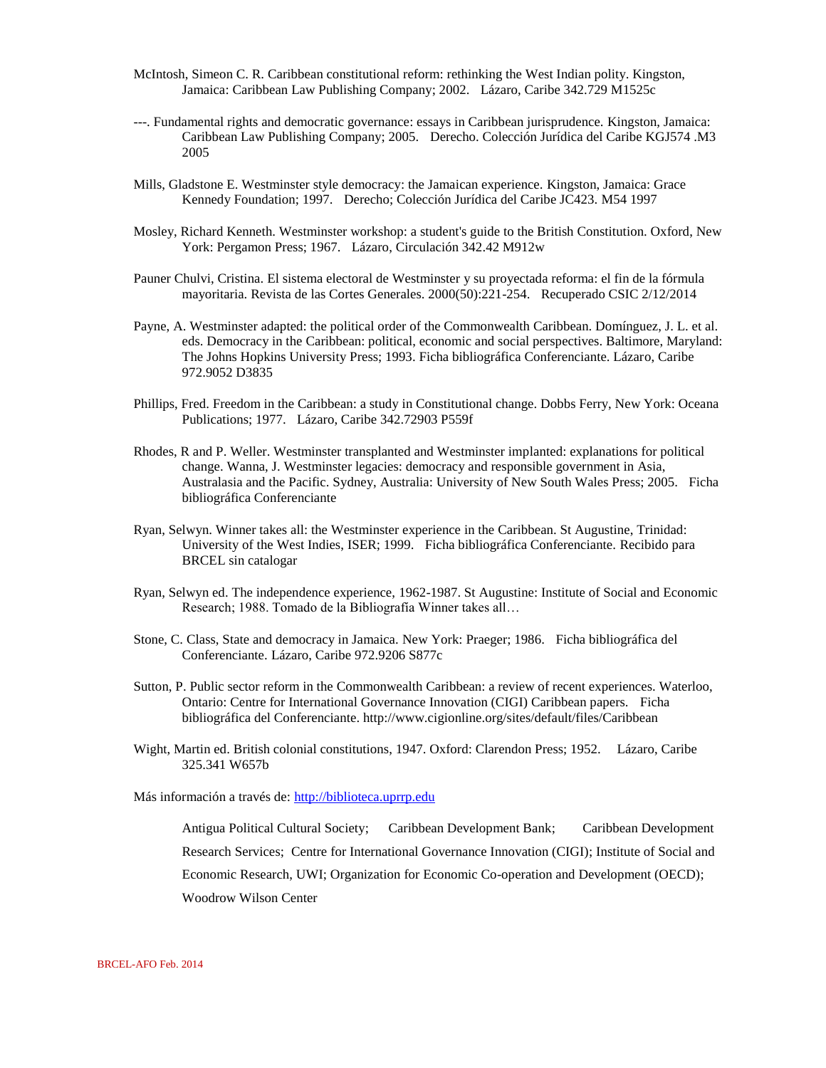McIntosh, Simeon C. R. Caribbean constitutional reform: rethinking the West Indian polity. Kingston, Jamaica: Caribbean Law Publishing Company; 2002. Lázaro, Caribe 342.729 M1525c

---. Fundamental rights and democratic governance: essays in Caribbean jurisprudence. Kingston, Jamaica: Caribbean Law Publishing Company; 2005. Derecho. Colección Jurídica del Caribe KGJ574 .M3 2005

Mills, Gladstone E. Westminster style democracy: the Jamaican experience. Kingston, Jamaica: Grace Kennedy Foundation; 1997. Derecho; Colección Jurídica del Caribe JC423. M54 1997

Mosley, Richard Kenneth. Westminster workshop: a student's guide to the British Constitution. Oxford, New York: Pergamon Press; 1967. Lázaro, Circulación 342.42 M912w

Pauner Chulvi, Cristina. El sistema electoral de Westminster y su proyectada reforma: el fin de la fórmula mayoritaria. Revista de las Cortes Generales. 2000(50):221-254. Recuperado CSIC 2/12/2014

Payne, A. Westminster adapted: the political order of the Commonwealth Caribbean. Domínguez, J. L. et al. eds. Democracy in the Caribbean: political, economic and social perspectives. Baltimore, Maryland: The Johns Hopkins University Press; 1993. Ficha bibliográfica Conferenciante. Lázaro, Caribe 972.9052 D3835

Phillips, Fred. Freedom in the Caribbean: a study in Constitutional change. Dobbs Ferry, New York: Oceana Publications; 1977. Lázaro, Caribe 342.72903 P559f

Rhodes, R and P. Weller. Westminster transplanted and Westminster implanted: explanations for political change. Wanna, J. Westminster legacies: democracy and responsible government in Asia, Australasia and the Pacific. Sydney, Australia: University of New South Wales Press; 2005. Ficha bibliográfica Conferenciante

Ryan, Selwyn. Winner takes all: the Westminster experience in the Caribbean. St Augustine, Trinidad: University of the West Indies, ISER; 1999. Ficha bibliográfica Conferenciante. Recibido para BRCEL sin catalogar

Ryan, Selwyn ed. The independence experience, 1962-1987. St Augustine: Institute of Social and Economic Research; 1988. Tomado de la Bibliografía Winner takes all…

Stone, C. Class, State and democracy in Jamaica. New York: Praeger; 1986. Ficha bibliográfica del Conferenciante. Lázaro, Caribe 972.9206 S877c

Sutton, P. Public sector reform in the Commonwealth Caribbean: a review of recent experiences. Waterloo, Ontario: Centre for International Governance Innovation (CIGI) Caribbean papers. Ficha bibliográfica del Conferenciante. http://www.cigionline.org/sites/default/files/Caribbean

Wight, Martin ed. British colonial constitutions, 1947. Oxford: Clarendon Press; 1952. Lázaro, Caribe 325.341 W657b

Más información a través de: http://biblioteca.uprrp.edu

Antigua Political Cultural Society; Caribbean Development Bank; Caribbean Development Research Services; Centre for International Governance Innovation (CIGI); Institute of Social and Economic Research, UWI; Organization for Economic Co-operation and Development (OECD); Woodrow Wilson Center

BRCEL-AFO Feb. 2014